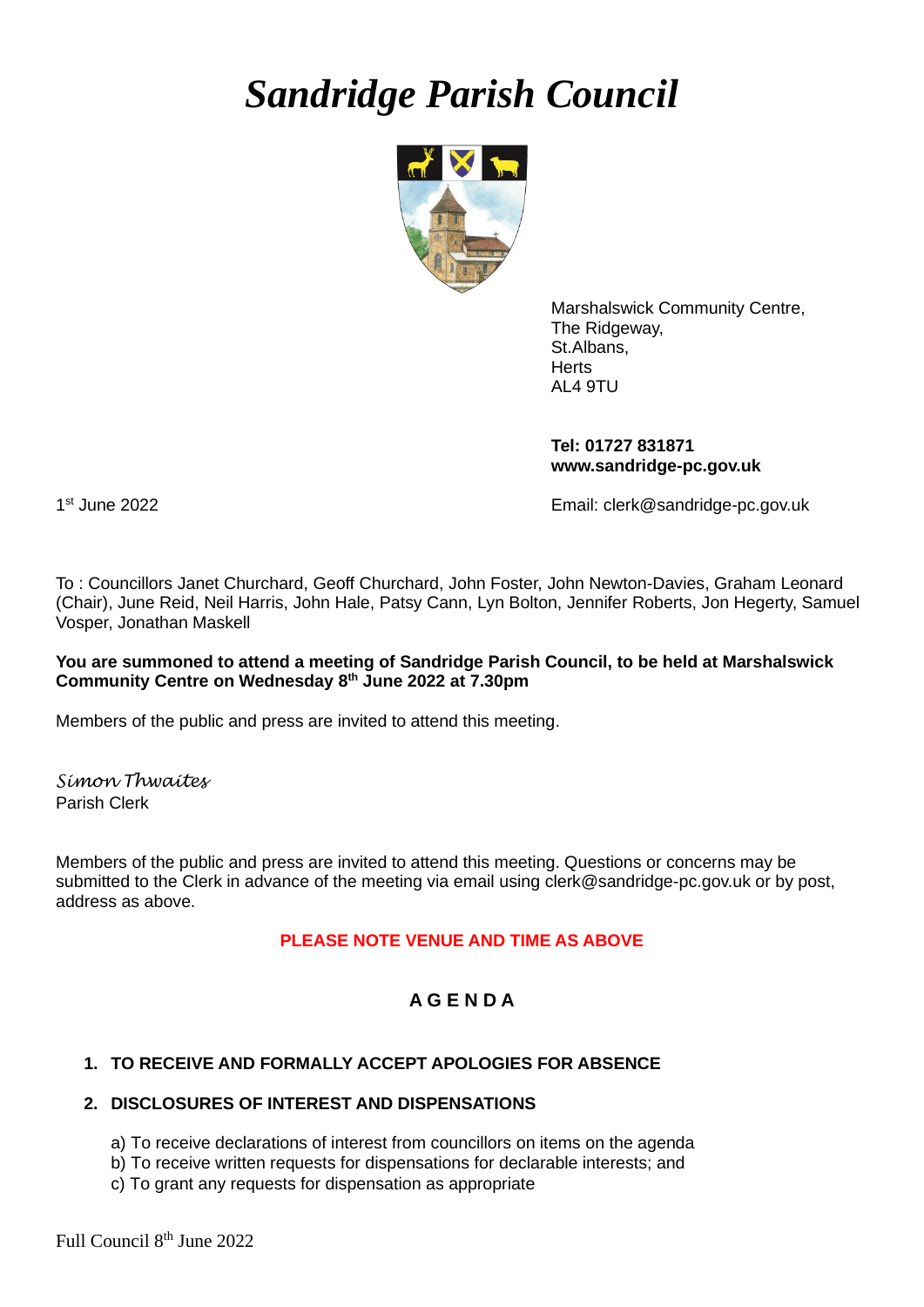# *Sandridge Parish Council*

Marshalswick Community Centre,
The Ridgeway,
St.Albans,
Herts
AL4 9TU

**Tel: 01727 831871**
**www.sandridge-pc.gov.uk**

1st June 2022

Email: clerk@sandridge-pc.gov.uk

To : Councillors Janet Churchard, Geoff Churchard, John Foster, John Newton-Davies, Graham Leonard (Chair), June Reid, Neil Harris, John Hale, Patsy Cann, Lyn Bolton, Jennifer Roberts, Jon Hegerty, Samuel Vosper, Jonathan Maskell

**You are summoned to attend a meeting of Sandridge Parish Council, to be held at Marshalswick Community Centre on Wednesday 8th June 2022 at 7.30pm**

Members of the public and press are invited to attend this meeting.

*Simon Thwaites*
Parish Clerk

Members of the public and press are invited to attend this meeting. Questions or concerns may be submitted to the Clerk in advance of the meeting via email using clerk@sandridge-pc.gov.uk or by post, address as above.

**PLEASE NOTE VENUE AND TIME AS ABOVE**

## A G E N D A

1. **TO RECEIVE AND FORMALLY ACCEPT APOLOGIES FOR ABSENCE**

2. **DISCLOSURES OF INTEREST AND DISPENSATIONS**

   a) To receive declarations of interest from councillors on items on the agenda
   b) To receive written requests for dispensations for declarable interests; and
   c) To grant any requests for dispensation as appropriate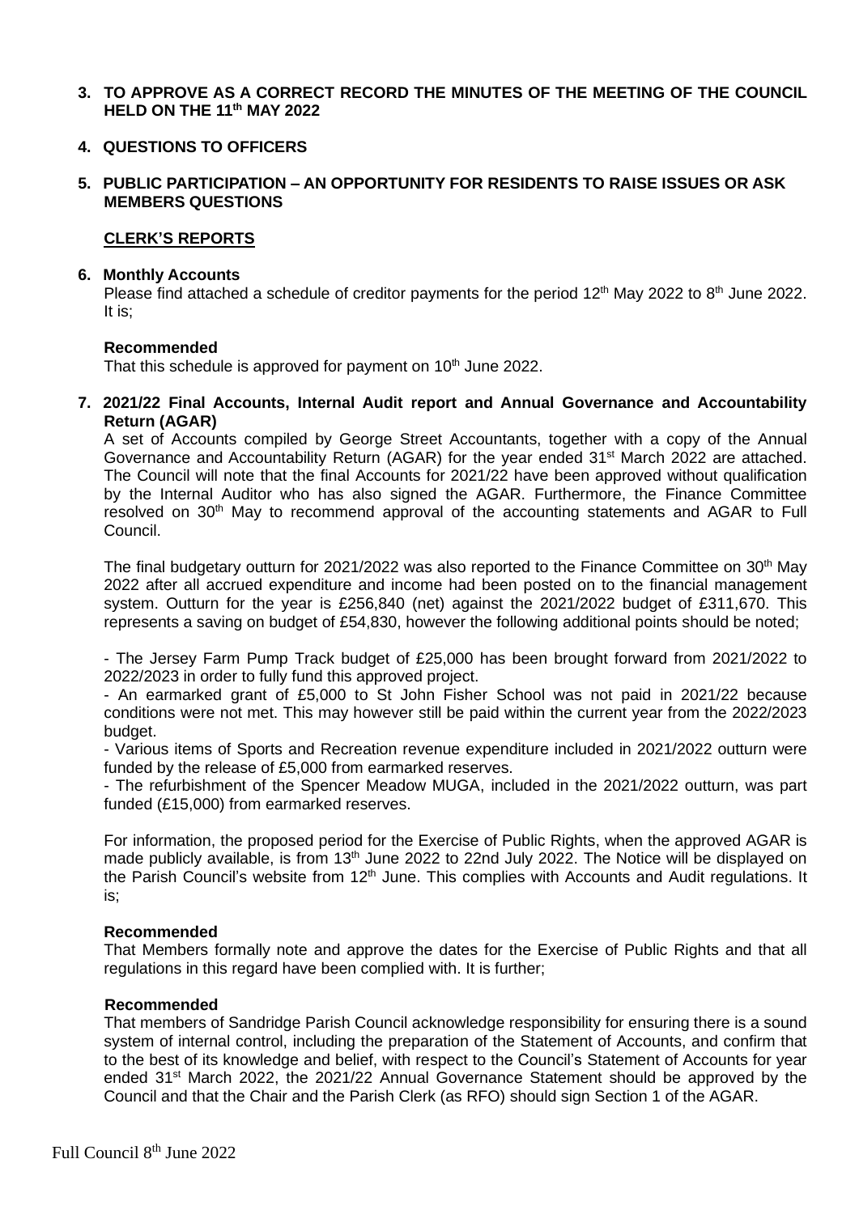**3. TO APPROVE AS A CORRECT RECORD THE MINUTES OF THE MEETING OF THE COUNCIL HELD ON THE 11th MAY 2022**

**4. QUESTIONS TO OFFICERS**

**5. PUBLIC PARTICIPATION – AN OPPORTUNITY FOR RESIDENTS TO RAISE ISSUES OR ASK MEMBERS QUESTIONS**

**CLERK'S REPORTS**

**6. Monthly Accounts**

Please find attached a schedule of creditor payments for the period 12th May 2022 to 8th June 2022. It is;

**Recommended**

That this schedule is approved for payment on 10th June 2022.

**7. 2021/22 Final Accounts, Internal Audit report and Annual Governance and Accountability Return (AGAR)**

A set of Accounts compiled by George Street Accountants, together with a copy of the Annual Governance and Accountability Return (AGAR) for the year ended 31st March 2022 are attached. The Council will note that the final Accounts for 2021/22 have been approved without qualification by the Internal Auditor who has also signed the AGAR. Furthermore, the Finance Committee resolved on 30th May to recommend approval of the accounting statements and AGAR to Full Council.

The final budgetary outturn for 2021/2022 was also reported to the Finance Committee on 30th May 2022 after all accrued expenditure and income had been posted on to the financial management system. Outturn for the year is £256,840 (net) against the 2021/2022 budget of £311,670. This represents a saving on budget of £54,830, however the following additional points should be noted;

- The Jersey Farm Pump Track budget of £25,000 has been brought forward from 2021/2022 to 2022/2023 in order to fully fund this approved project.
- An earmarked grant of £5,000 to St John Fisher School was not paid in 2021/22 because conditions were not met. This may however still be paid within the current year from the 2022/2023 budget.
- Various items of Sports and Recreation revenue expenditure included in 2021/2022 outturn were funded by the release of £5,000 from earmarked reserves.
- The refurbishment of the Spencer Meadow MUGA, included in the 2021/2022 outturn, was part funded (£15,000) from earmarked reserves.

For information, the proposed period for the Exercise of Public Rights, when the approved AGAR is made publicly available, is from 13th June 2022 to 22nd July 2022. The Notice will be displayed on the Parish Council's website from 12th June. This complies with Accounts and Audit regulations. It is;

**Recommended**

That Members formally note and approve the dates for the Exercise of Public Rights and that all regulations in this regard have been complied with. It is further;

**Recommended**

That members of Sandridge Parish Council acknowledge responsibility for ensuring there is a sound system of internal control, including the preparation of the Statement of Accounts, and confirm that to the best of its knowledge and belief, with respect to the Council's Statement of Accounts for year ended 31st March 2022, the 2021/22 Annual Governance Statement should be approved by the Council and that the Chair and the Parish Clerk (as RFO) should sign Section 1 of the AGAR.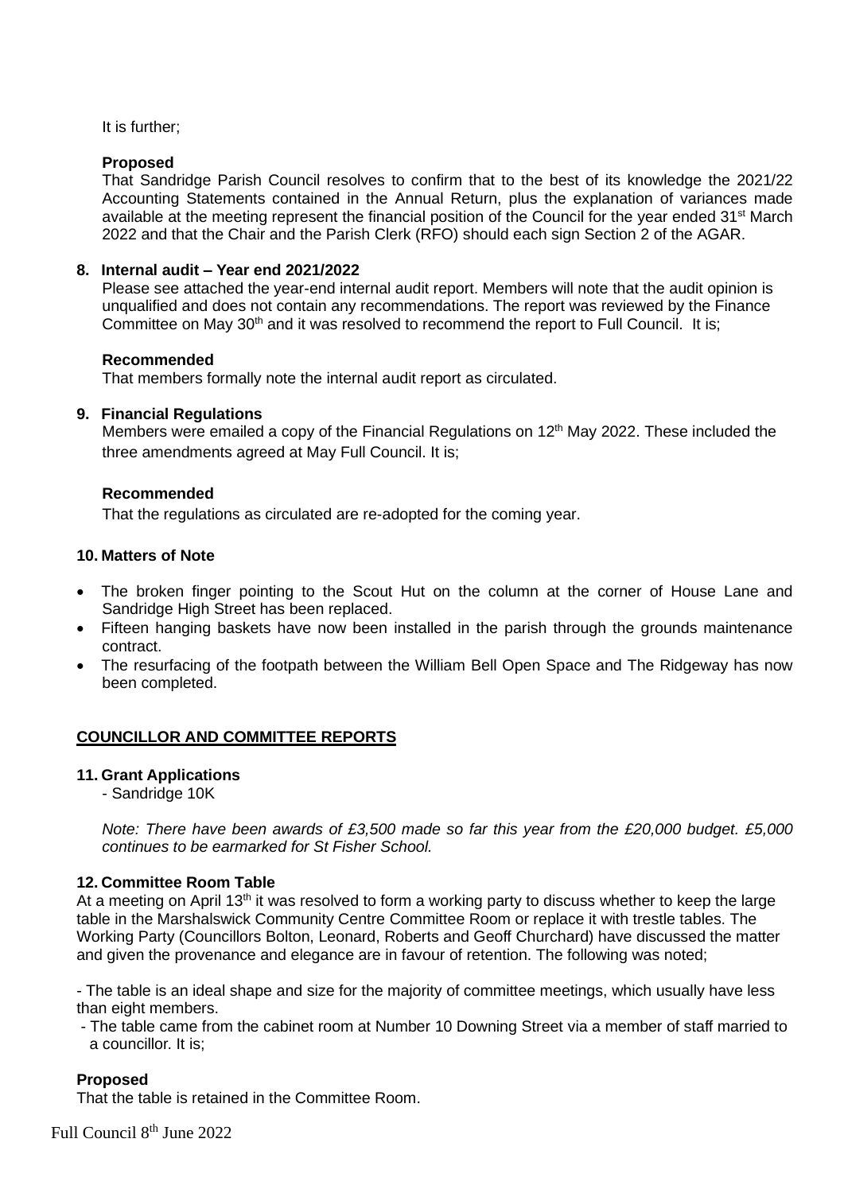It is further;

**Proposed**

That Sandridge Parish Council resolves to confirm that to the best of its knowledge the 2021/22 Accounting Statements contained in the Annual Return, plus the explanation of variances made available at the meeting represent the financial position of the Council for the year ended 31st March 2022 and that the Chair and the Parish Clerk (RFO) should each sign Section 2 of the AGAR.

**8. Internal audit – Year end 2021/2022**

Please see attached the year-end internal audit report. Members will note that the audit opinion is unqualified and does not contain any recommendations. The report was reviewed by the Finance Committee on May 30th and it was resolved to recommend the report to Full Council. It is;

**Recommended**

That members formally note the internal audit report as circulated.

**9. Financial Regulations**

Members were emailed a copy of the Financial Regulations on 12th May 2022. These included the three amendments agreed at May Full Council. It is;

**Recommended**

That the regulations as circulated are re-adopted for the coming year.

**10. Matters of Note**

- The broken finger pointing to the Scout Hut on the column at the corner of House Lane and Sandridge High Street has been replaced.
- Fifteen hanging baskets have now been installed in the parish through the grounds maintenance contract.
- The resurfacing of the footpath between the William Bell Open Space and The Ridgeway has now been completed.

**COUNCILLOR AND COMMITTEE REPORTS**

**11. Grant Applications**

- Sandridge 10K

*Note: There have been awards of £3,500 made so far this year from the £20,000 budget. £5,000 continues to be earmarked for St Fisher School.*

**12. Committee Room Table**

At a meeting on April 13th it was resolved to form a working party to discuss whether to keep the large table in the Marshalswick Community Centre Committee Room or replace it with trestle tables. The Working Party (Councillors Bolton, Leonard, Roberts and Geoff Churchard) have discussed the matter and given the provenance and elegance are in favour of retention. The following was noted;

- The table is an ideal shape and size for the majority of committee meetings, which usually have less than eight members.
- The table came from the cabinet room at Number 10 Downing Street via a member of staff married to a councillor. It is;

**Proposed**

That the table is retained in the Committee Room.

Full Council 8th June 2022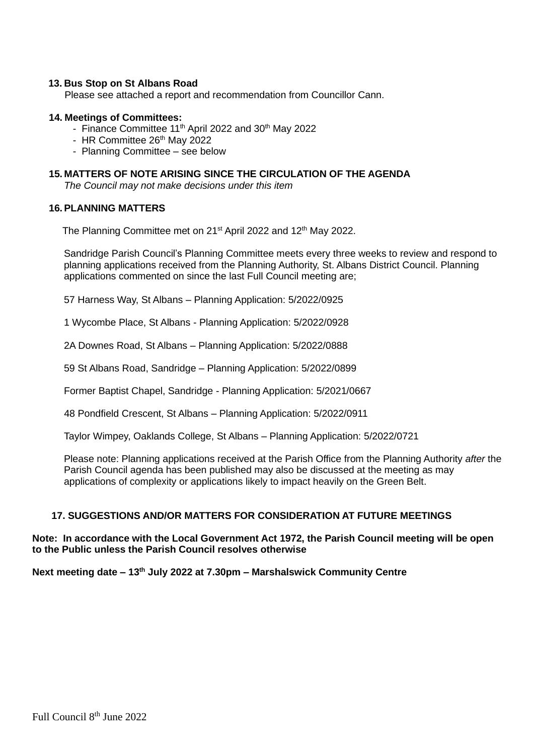**13. Bus Stop on St Albans Road**

Please see attached a report and recommendation from Councillor Cann.

**14. Meetings of Committees:**

- Finance Committee 11th April 2022 and 30th May 2022
- HR Committee 26th May 2022
- Planning Committee – see below

**15. MATTERS OF NOTE ARISING SINCE THE CIRCULATION OF THE AGENDA**

*The Council may not make decisions under this item*

**16. PLANNING MATTERS**

The Planning Committee met on 21st April 2022 and 12th May 2022.

Sandridge Parish Council's Planning Committee meets every three weeks to review and respond to planning applications received from the Planning Authority, St. Albans District Council. Planning applications commented on since the last Full Council meeting are;

57 Harness Way, St Albans – Planning Application: 5/2022/0925

1 Wycombe Place, St Albans - Planning Application: 5/2022/0928

2A Downes Road, St Albans – Planning Application: 5/2022/0888

59 St Albans Road, Sandridge – Planning Application: 5/2022/0899

Former Baptist Chapel, Sandridge - Planning Application: 5/2021/0667

48 Pondfield Crescent, St Albans – Planning Application: 5/2022/0911

Taylor Wimpey, Oaklands College, St Albans – Planning Application: 5/2022/0721

Please note: Planning applications received at the Parish Office from the Planning Authority *after* the Parish Council agenda has been published may also be discussed at the meeting as may applications of complexity or applications likely to impact heavily on the Green Belt.

**17. SUGGESTIONS AND/OR MATTERS FOR CONSIDERATION AT FUTURE MEETINGS**

**Note: In accordance with the Local Government Act 1972, the Parish Council meeting will be open to the Public unless the Parish Council resolves otherwise**

**Next meeting date – 13th July 2022 at 7.30pm – Marshalswick Community Centre**